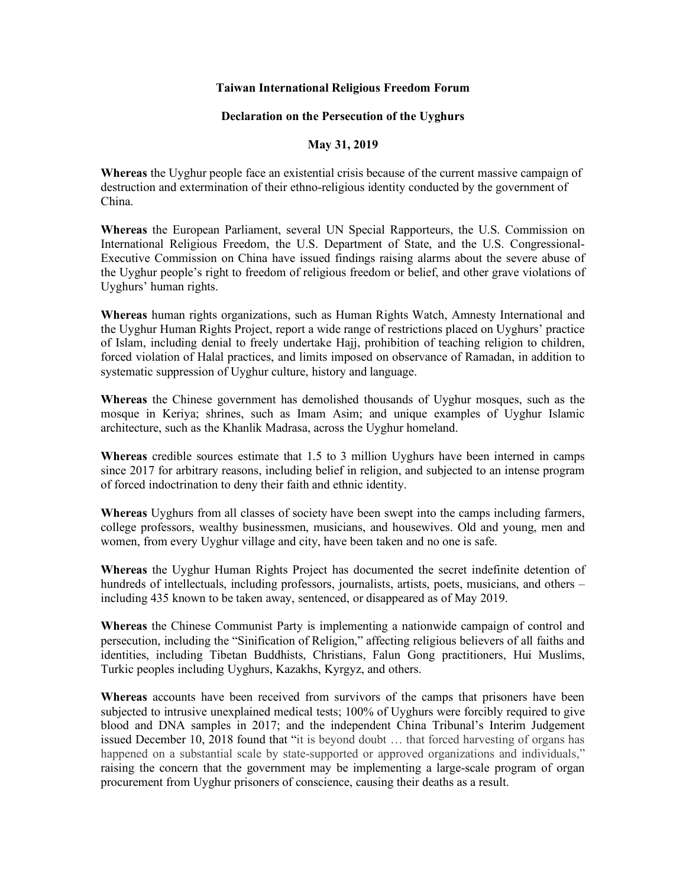**Taiwan International Religious Freedom Forum**

**Declaration on the Persecution of the Uyghurs**

**May 31, 2019**

**Whereas** the Uyghur people face an existential crisis because of the current massive campaign of destruction and extermination of their ethno-religious identity conducted by the government of China.

**Whereas** the European Parliament, several UN Special Rapporteurs, the U.S. Commission on International Religious Freedom, the U.S. Department of State, and the U.S. Congressional-Executive Commission on China have issued findings raising alarms about the severe abuse of the Uyghur people's right to freedom of religious freedom or belief, and other grave violations of Uyghurs' human rights.

**Whereas** human rights organizations, such as Human Rights Watch, Amnesty International and the Uyghur Human Rights Project, report a wide range of restrictions placed on Uyghurs' practice of Islam, including denial to freely undertake Hajj, prohibition of teaching religion to children, forced violation of Halal practices, and limits imposed on observance of Ramadan, in addition to systematic suppression of Uyghur culture, history and language.

**Whereas** the Chinese government has demolished thousands of Uyghur mosques, such as the mosque in Keriya; shrines, such as Imam Asim; and unique examples of Uyghur Islamic architecture, such as the Khanlik Madrasa, across the Uyghur homeland.

**Whereas** credible sources estimate that 1.5 to 3 million Uyghurs have been interned in camps since 2017 for arbitrary reasons, including belief in religion, and subjected to an intense program of forced indoctrination to deny their faith and ethnic identity.

**Whereas** Uyghurs from all classes of society have been swept into the camps including farmers, college professors, wealthy businessmen, musicians, and housewives. Old and young, men and women, from every Uyghur village and city, have been taken and no one is safe.

**Whereas** the Uyghur Human Rights Project has documented the secret indefinite detention of hundreds of intellectuals, including professors, journalists, artists, poets, musicians, and others – including 435 known to be taken away, sentenced, or disappeared as of May 2019.

**Whereas** the Chinese Communist Party is implementing a nationwide campaign of control and persecution, including the "Sinification of Religion," affecting religious believers of all faiths and identities, including Tibetan Buddhists, Christians, Falun Gong practitioners, Hui Muslims, Turkic peoples including Uyghurs, Kazakhs, Kyrgyz, and others.

**Whereas** accounts have been received from survivors of the camps that prisoners have been subjected to intrusive unexplained medical tests; 100% of Uyghurs were forcibly required to give blood and DNA samples in 2017; and the independent China Tribunal's Interim Judgement issued December 10, 2018 found that "it is beyond doubt … that forced harvesting of organs has happened on a substantial scale by state-supported or approved organizations and individuals," raising the concern that the government may be implementing a large-scale program of organ procurement from Uyghur prisoners of conscience, causing their deaths as a result.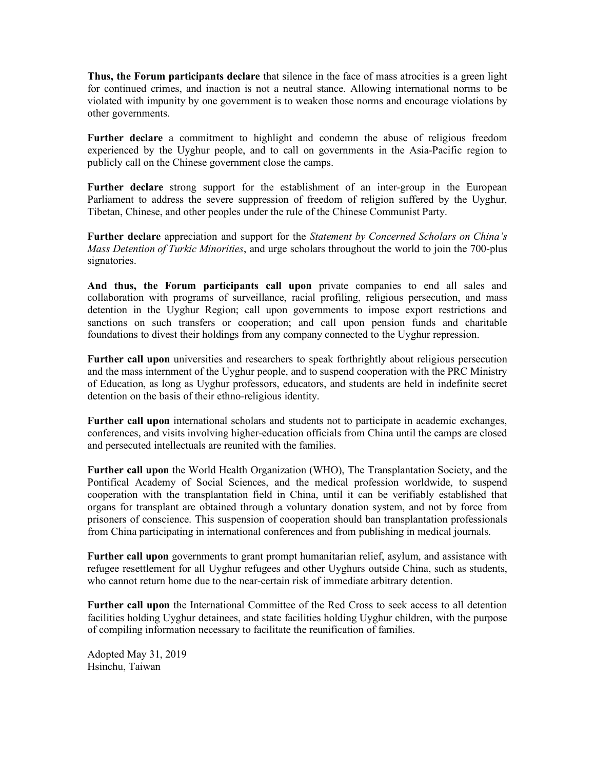**Thus, the Forum participants declare** that silence in the face of mass atrocities is a green light for continued crimes, and inaction is not a neutral stance. Allowing international norms to be violated with impunity by one government is to weaken those norms and encourage violations by other governments.

**Further declare** a commitment to highlight and condemn the abuse of religious freedom experienced by the Uyghur people, and to call on governments in the Asia-Pacific region to publicly call on the Chinese government close the camps.

**Further declare** strong support for the establishment of an inter-group in the European Parliament to address the severe suppression of freedom of religion suffered by the Uyghur, Tibetan, Chinese, and other peoples under the rule of the Chinese Communist Party.

**Further declare** appreciation and support for the *Statement by Concerned Scholars on China's Mass Detention of Turkic Minorities*, and urge scholars throughout the world to join the 700-plus signatories.

**And thus, the Forum participants call upon** private companies to end all sales and collaboration with programs of surveillance, racial profiling, religious persecution, and mass detention in the Uyghur Region; call upon governments to impose export restrictions and sanctions on such transfers or cooperation; and call upon pension funds and charitable foundations to divest their holdings from any company connected to the Uyghur repression.

**Further call upon** universities and researchers to speak forthrightly about religious persecution and the mass internment of the Uyghur people, and to suspend cooperation with the PRC Ministry of Education, as long as Uyghur professors, educators, and students are held in indefinite secret detention on the basis of their ethno-religious identity.

**Further call upon** international scholars and students not to participate in academic exchanges, conferences, and visits involving higher-education officials from China until the camps are closed and persecuted intellectuals are reunited with the families.

**Further call upon** the World Health Organization (WHO), The Transplantation Society, and the Pontifical Academy of Social Sciences, and the medical profession worldwide, to suspend cooperation with the transplantation field in China, until it can be verifiably established that organs for transplant are obtained through a voluntary donation system, and not by force from prisoners of conscience. This suspension of cooperation should ban transplantation professionals from China participating in international conferences and from publishing in medical journals.

**Further call upon** governments to grant prompt humanitarian relief, asylum, and assistance with refugee resettlement for all Uyghur refugees and other Uyghurs outside China, such as students, who cannot return home due to the near-certain risk of immediate arbitrary detention.

**Further call upon** the International Committee of the Red Cross to seek access to all detention facilities holding Uyghur detainees, and state facilities holding Uyghur children, with the purpose of compiling information necessary to facilitate the reunification of families.

Adopted May 31, 2019
Hsinchu, Taiwan